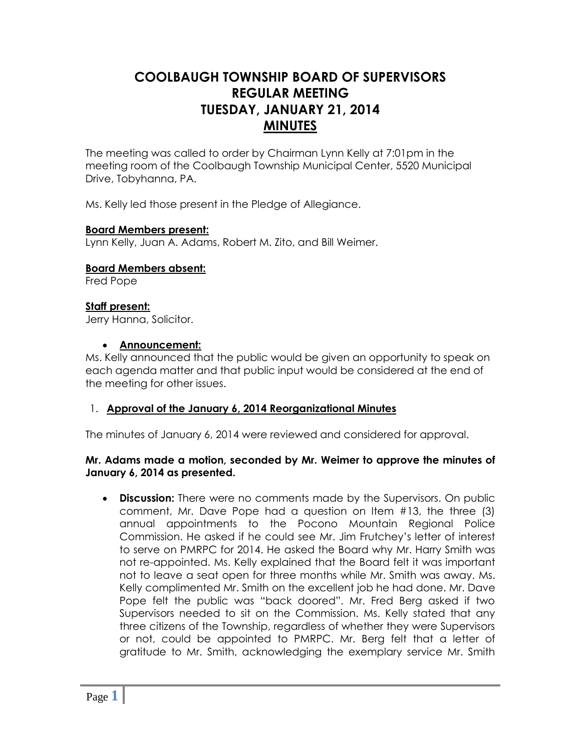# COOLBAUGH TOWNSHIP BOARD OF SUPERVISORS
# REGULAR MEETING
# TUESDAY, JANUARY 21, 2014
# MINUTES

The meeting was called to order by Chairman Lynn Kelly at 7:01pm in the meeting room of the Coolbaugh Township Municipal Center, 5520 Municipal Drive, Tobyhanna, PA.

Ms. Kelly led those present in the Pledge of Allegiance.

**Board Members present:**
Lynn Kelly, Juan A. Adams, Robert M. Zito, and Bill Weimer.

**Board Members absent:**
Fred Pope

**Staff present:**
Jerry Hanna, Solicitor.

- **Announcement:**

Ms. Kelly announced that the public would be given an opportunity to speak on each agenda matter and that public input would be considered at the end of the meeting for other issues.

1. **Approval of the January 6, 2014 Reorganizational Minutes**

The minutes of January 6, 2014 were reviewed and considered for approval.

**Mr. Adams made a motion, seconded by Mr. Weimer to approve the minutes of January 6, 2014 as presented.**

- **Discussion:** There were no comments made by the Supervisors. On public comment, Mr. Dave Pope had a question on Item #13, the three (3) annual appointments to the Pocono Mountain Regional Police Commission. He asked if he could see Mr. Jim Frutchey's letter of interest to serve on PMRPC for 2014. He asked the Board why Mr. Harry Smith was not re-appointed. Ms. Kelly explained that the Board felt it was important not to leave a seat open for three months while Mr. Smith was away. Ms. Kelly complimented Mr. Smith on the excellent job he had done. Mr. Dave Pope felt the public was "back doored". Mr. Fred Berg asked if two Supervisors needed to sit on the Commission. Ms. Kelly stated that any three citizens of the Township, regardless of whether they were Supervisors or not, could be appointed to PMRPC. Mr. Berg felt that a letter of gratitude to Mr. Smith, acknowledging the exemplary service Mr. Smith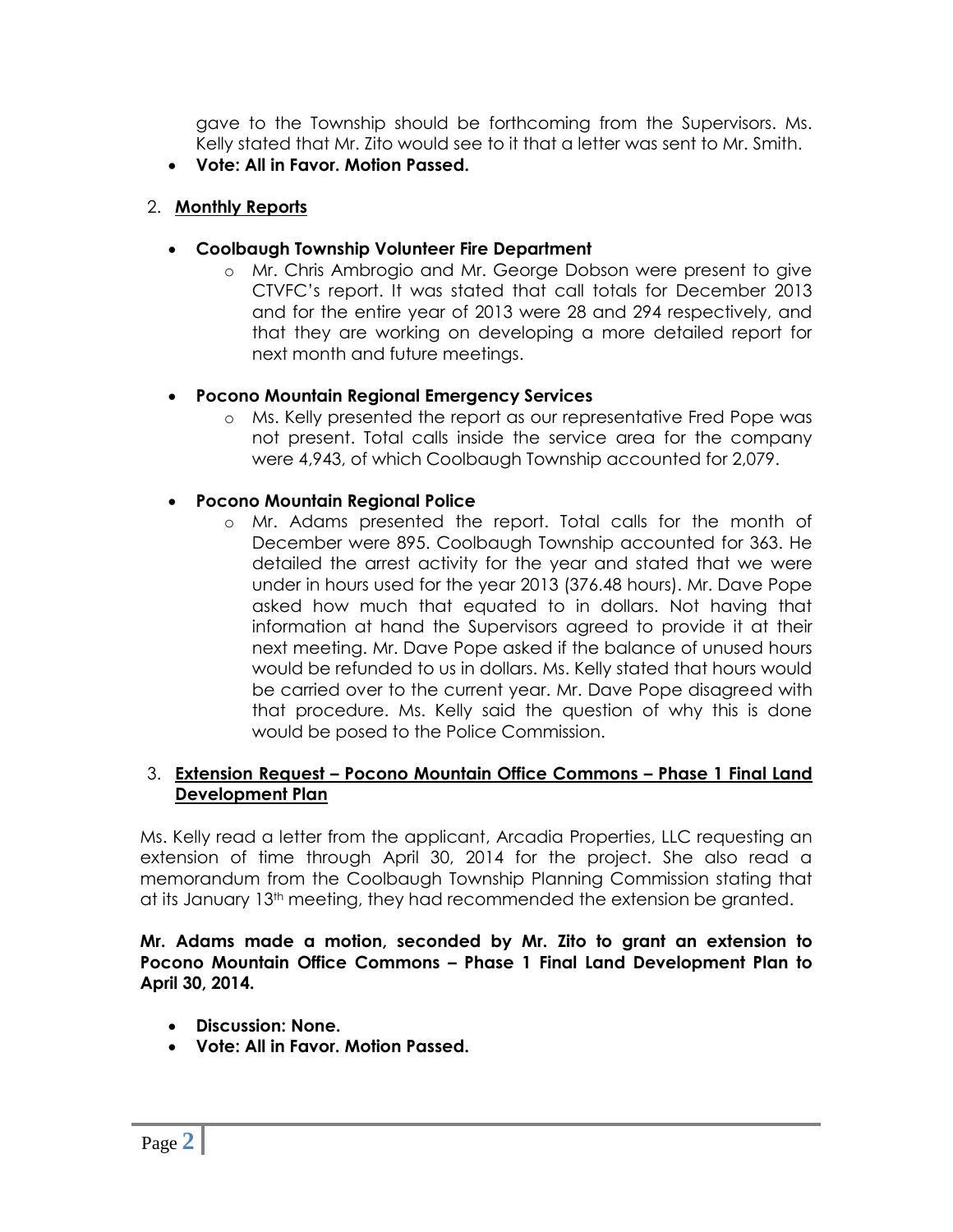gave to the Township should be forthcoming from the Supervisors. Ms. Kelly stated that Mr. Zito would see to it that a letter was sent to Mr. Smith.

- **Vote: All in Favor. Motion Passed.**

2. **Monthly Reports**

- **Coolbaugh Township Volunteer Fire Department**
  - Mr. Chris Ambrogio and Mr. George Dobson were present to give CTVFC's report. It was stated that call totals for December 2013 and for the entire year of 2013 were 28 and 294 respectively, and that they are working on developing a more detailed report for next month and future meetings.

- **Pocono Mountain Regional Emergency Services**
  - Ms. Kelly presented the report as our representative Fred Pope was not present. Total calls inside the service area for the company were 4,943, of which Coolbaugh Township accounted for 2,079.

- **Pocono Mountain Regional Police**
  - Mr. Adams presented the report. Total calls for the month of December were 895. Coolbaugh Township accounted for 363. He detailed the arrest activity for the year and stated that we were under in hours used for the year 2013 (376.48 hours). Mr. Dave Pope asked how much that equated to in dollars. Not having that information at hand the Supervisors agreed to provide it at their next meeting. Mr. Dave Pope asked if the balance of unused hours would be refunded to us in dollars. Ms. Kelly stated that hours would be carried over to the current year. Mr. Dave Pope disagreed with that procedure. Ms. Kelly said the question of why this is done would be posed to the Police Commission.

3. **Extension Request – Pocono Mountain Office Commons – Phase 1 Final Land Development Plan**

Ms. Kelly read a letter from the applicant, Arcadia Properties, LLC requesting an extension of time through April 30, 2014 for the project. She also read a memorandum from the Coolbaugh Township Planning Commission stating that at its January 13th meeting, they had recommended the extension be granted.

**Mr. Adams made a motion, seconded by Mr. Zito to grant an extension to Pocono Mountain Office Commons – Phase 1 Final Land Development Plan to April 30, 2014.**

- **Discussion: None.**
- **Vote: All in Favor. Motion Passed.**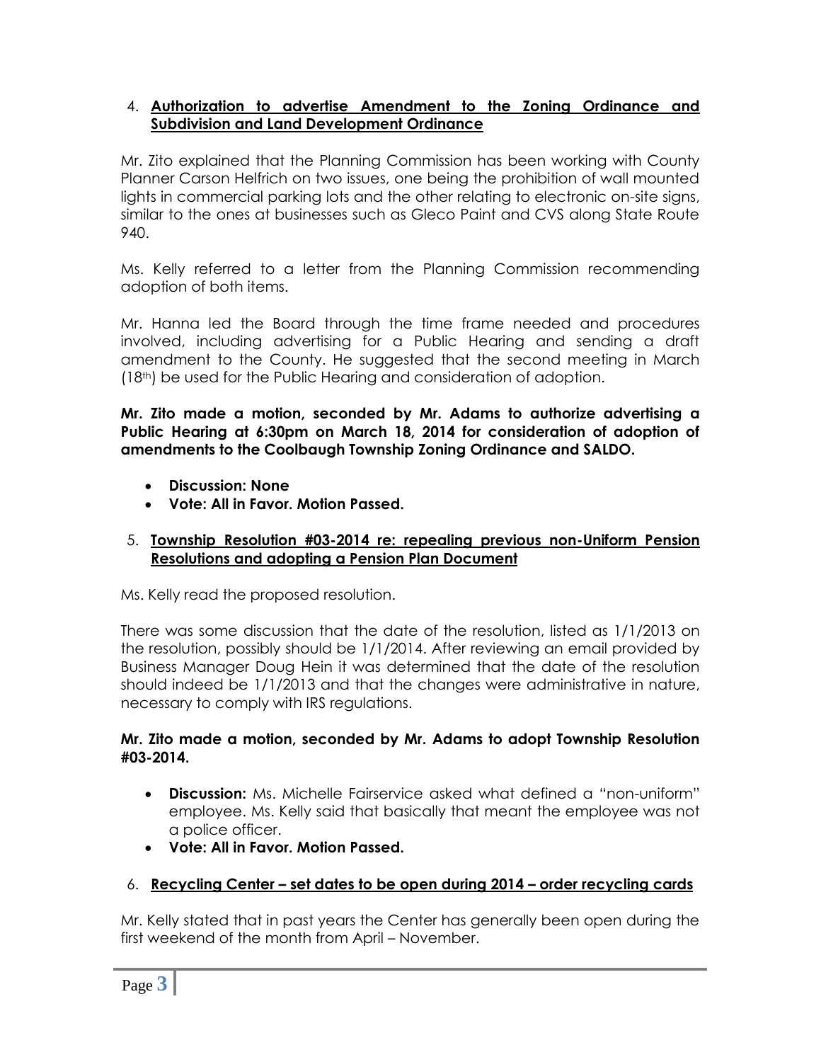4. **Authorization to advertise Amendment to the Zoning Ordinance and Subdivision and Land Development Ordinance**

Mr. Zito explained that the Planning Commission has been working with County Planner Carson Helfrich on two issues, one being the prohibition of wall mounted lights in commercial parking lots and the other relating to electronic on-site signs, similar to the ones at businesses such as Gleco Paint and CVS along State Route 940.

Ms. Kelly referred to a letter from the Planning Commission recommending adoption of both items.

Mr. Hanna led the Board through the time frame needed and procedures involved, including advertising for a Public Hearing and sending a draft amendment to the County. He suggested that the second meeting in March (18th) be used for the Public Hearing and consideration of adoption.

**Mr. Zito made a motion, seconded by Mr. Adams to authorize advertising a Public Hearing at 6:30pm on March 18, 2014 for consideration of adoption of amendments to the Coolbaugh Township Zoning Ordinance and SALDO.**

- **Discussion: None**
- **Vote: All in Favor. Motion Passed.**

5. **Township Resolution #03-2014 re: repealing previous non-Uniform Pension Resolutions and adopting a Pension Plan Document**

Ms. Kelly read the proposed resolution.

There was some discussion that the date of the resolution, listed as 1/1/2013 on the resolution, possibly should be 1/1/2014. After reviewing an email provided by Business Manager Doug Hein it was determined that the date of the resolution should indeed be 1/1/2013 and that the changes were administrative in nature, necessary to comply with IRS regulations.

**Mr. Zito made a motion, seconded by Mr. Adams to adopt Township Resolution #03-2014.**

- **Discussion:** Ms. Michelle Fairservice asked what defined a "non-uniform" employee. Ms. Kelly said that basically that meant the employee was not a police officer.
- **Vote: All in Favor. Motion Passed.**

6. **Recycling Center – set dates to be open during 2014 – order recycling cards**

Mr. Kelly stated that in past years the Center has generally been open during the first weekend of the month from April – November.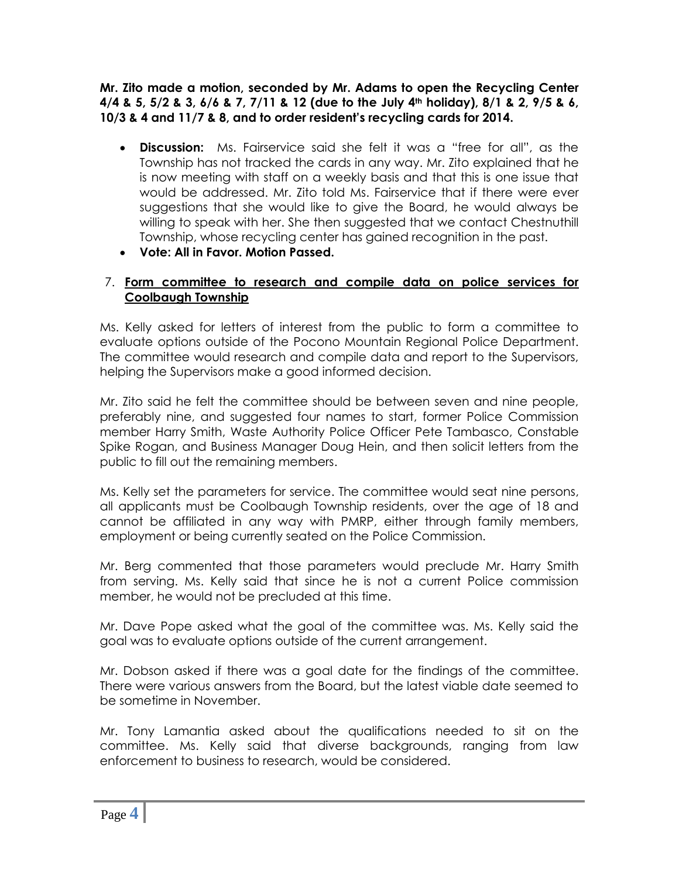**Mr. Zito made a motion, seconded by Mr. Adams to open the Recycling Center 4/4 & 5, 5/2 & 3, 6/6 & 7, 7/11 & 12 (due to the July 4th holiday), 8/1 & 2, 9/5 & 6, 10/3 & 4 and 11/7 & 8, and to order resident's recycling cards for 2014.**

- **Discussion:** Ms. Fairservice said she felt it was a "free for all", as the Township has not tracked the cards in any way. Mr. Zito explained that he is now meeting with staff on a weekly basis and that this is one issue that would be addressed. Mr. Zito told Ms. Fairservice that if there were ever suggestions that she would like to give the Board, he would always be willing to speak with her. She then suggested that we contact Chestnuthill Township, whose recycling center has gained recognition in the past.
- **Vote: All in Favor. Motion Passed.**

7. **Form committee to research and compile data on police services for Coolbaugh Township**

Ms. Kelly asked for letters of interest from the public to form a committee to evaluate options outside of the Pocono Mountain Regional Police Department. The committee would research and compile data and report to the Supervisors, helping the Supervisors make a good informed decision.

Mr. Zito said he felt the committee should be between seven and nine people, preferably nine, and suggested four names to start, former Police Commission member Harry Smith, Waste Authority Police Officer Pete Tambasco, Constable Spike Rogan, and Business Manager Doug Hein, and then solicit letters from the public to fill out the remaining members.

Ms. Kelly set the parameters for service. The committee would seat nine persons, all applicants must be Coolbaugh Township residents, over the age of 18 and cannot be affiliated in any way with PMRP, either through family members, employment or being currently seated on the Police Commission.

Mr. Berg commented that those parameters would preclude Mr. Harry Smith from serving. Ms. Kelly said that since he is not a current Police commission member, he would not be precluded at this time.

Mr. Dave Pope asked what the goal of the committee was. Ms. Kelly said the goal was to evaluate options outside of the current arrangement.

Mr. Dobson asked if there was a goal date for the findings of the committee. There were various answers from the Board, but the latest viable date seemed to be sometime in November.

Mr. Tony Lamantia asked about the qualifications needed to sit on the committee. Ms. Kelly said that diverse backgrounds, ranging from law enforcement to business to research, would be considered.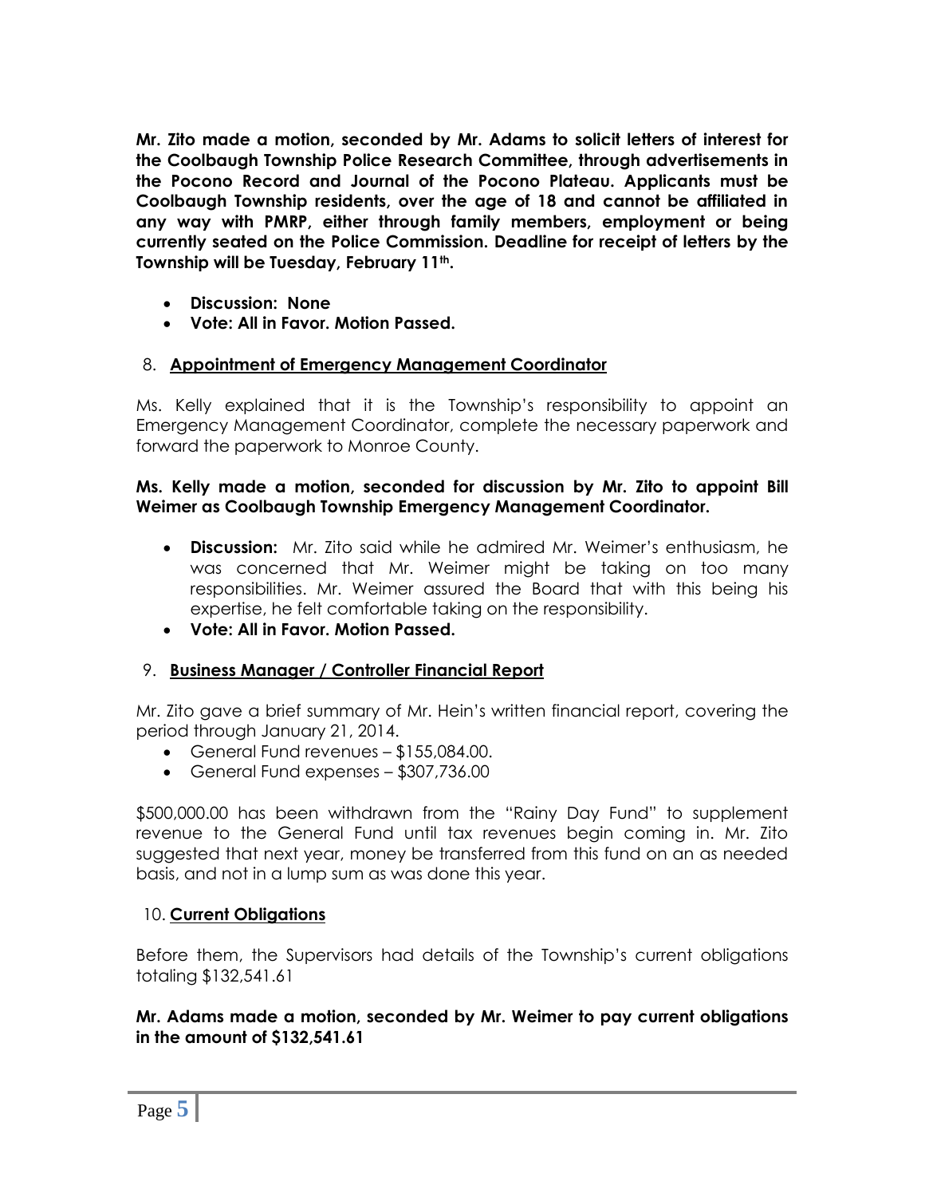**Mr. Zito made a motion, seconded by Mr. Adams to solicit letters of interest for the Coolbaugh Township Police Research Committee, through advertisements in the Pocono Record and Journal of the Pocono Plateau. Applicants must be Coolbaugh Township residents, over the age of 18 and cannot be affiliated in any way with PMRP, either through family members, employment or being currently seated on the Police Commission. Deadline for receipt of letters by the Township will be Tuesday, February 11th.**

- **Discussion: None**
- **Vote: All in Favor. Motion Passed.**

8. **Appointment of Emergency Management Coordinator**

Ms. Kelly explained that it is the Township's responsibility to appoint an Emergency Management Coordinator, complete the necessary paperwork and forward the paperwork to Monroe County.

**Ms. Kelly made a motion, seconded for discussion by Mr. Zito to appoint Bill Weimer as Coolbaugh Township Emergency Management Coordinator.**

- **Discussion:** Mr. Zito said while he admired Mr. Weimer's enthusiasm, he was concerned that Mr. Weimer might be taking on too many responsibilities. Mr. Weimer assured the Board that with this being his expertise, he felt comfortable taking on the responsibility.
- **Vote: All in Favor. Motion Passed.**

9. **Business Manager / Controller Financial Report**

Mr. Zito gave a brief summary of Mr. Hein's written financial report, covering the period through January 21, 2014.

- General Fund revenues – $155,084.00.
- General Fund expenses – $307,736.00

$500,000.00 has been withdrawn from the "Rainy Day Fund" to supplement revenue to the General Fund until tax revenues begin coming in. Mr. Zito suggested that next year, money be transferred from this fund on an as needed basis, and not in a lump sum as was done this year.

10. **Current Obligations**

Before them, the Supervisors had details of the Township's current obligations totaling $132,541.61

**Mr. Adams made a motion, seconded by Mr. Weimer to pay current obligations in the amount of $132,541.61**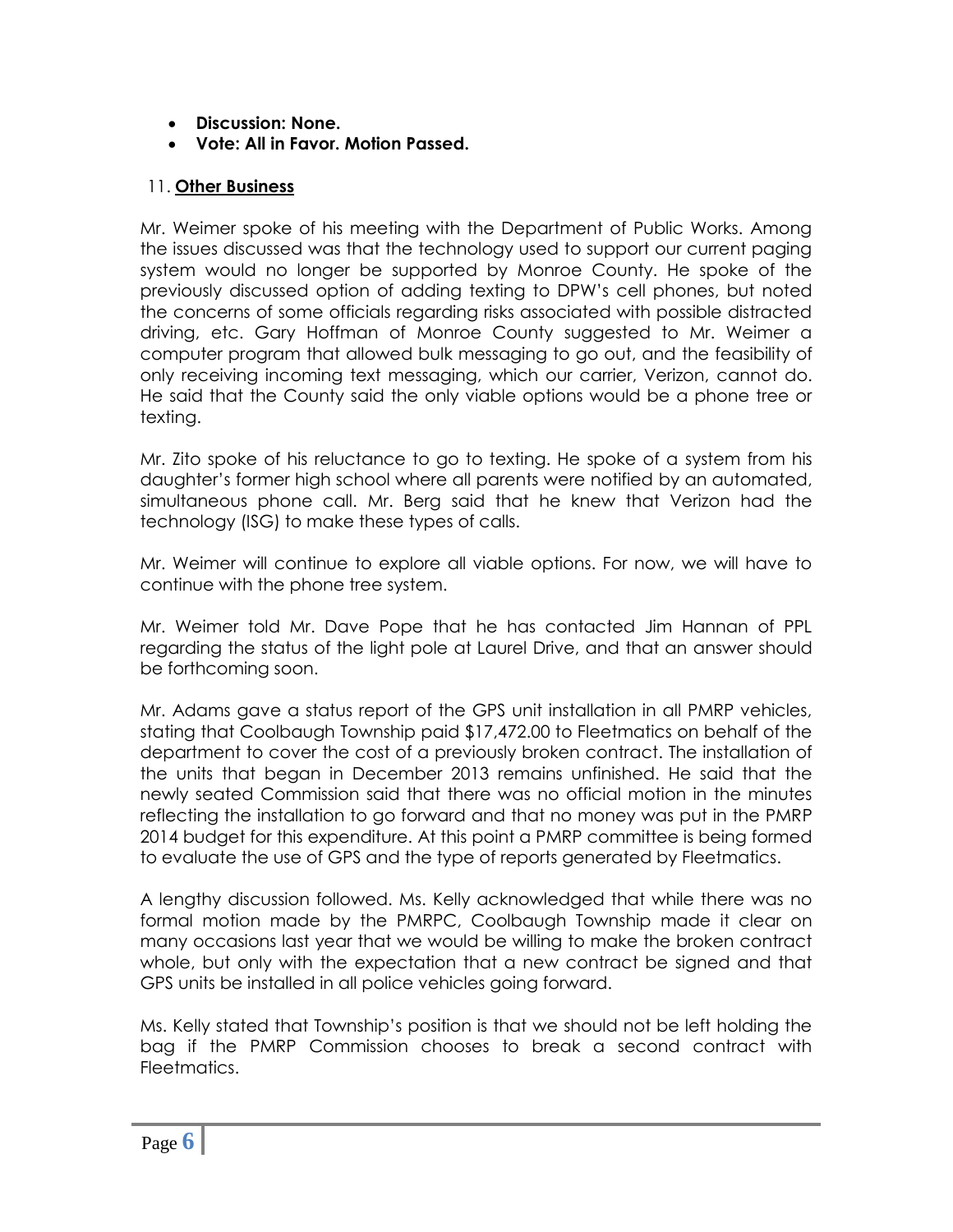- **Discussion: None.**
- **Vote: All in Favor. Motion Passed.**

11. **Other Business**

Mr. Weimer spoke of his meeting with the Department of Public Works. Among the issues discussed was that the technology used to support our current paging system would no longer be supported by Monroe County. He spoke of the previously discussed option of adding texting to DPW's cell phones, but noted the concerns of some officials regarding risks associated with possible distracted driving, etc. Gary Hoffman of Monroe County suggested to Mr. Weimer a computer program that allowed bulk messaging to go out, and the feasibility of only receiving incoming text messaging, which our carrier, Verizon, cannot do. He said that the County said the only viable options would be a phone tree or texting.

Mr. Zito spoke of his reluctance to go to texting. He spoke of a system from his daughter's former high school where all parents were notified by an automated, simultaneous phone call. Mr. Berg said that he knew that Verizon had the technology (ISG) to make these types of calls.

Mr. Weimer will continue to explore all viable options. For now, we will have to continue with the phone tree system.

Mr. Weimer told Mr. Dave Pope that he has contacted Jim Hannan of PPL regarding the status of the light pole at Laurel Drive, and that an answer should be forthcoming soon.

Mr. Adams gave a status report of the GPS unit installation in all PMRP vehicles, stating that Coolbaugh Township paid $17,472.00 to Fleetmatics on behalf of the department to cover the cost of a previously broken contract. The installation of the units that began in December 2013 remains unfinished. He said that the newly seated Commission said that there was no official motion in the minutes reflecting the installation to go forward and that no money was put in the PMRP 2014 budget for this expenditure. At this point a PMRP committee is being formed to evaluate the use of GPS and the type of reports generated by Fleetmatics.

A lengthy discussion followed. Ms. Kelly acknowledged that while there was no formal motion made by the PMRPC, Coolbaugh Township made it clear on many occasions last year that we would be willing to make the broken contract whole, but only with the expectation that a new contract be signed and that GPS units be installed in all police vehicles going forward.

Ms. Kelly stated that Township's position is that we should not be left holding the bag if the PMRP Commission chooses to break a second contract with Fleetmatics.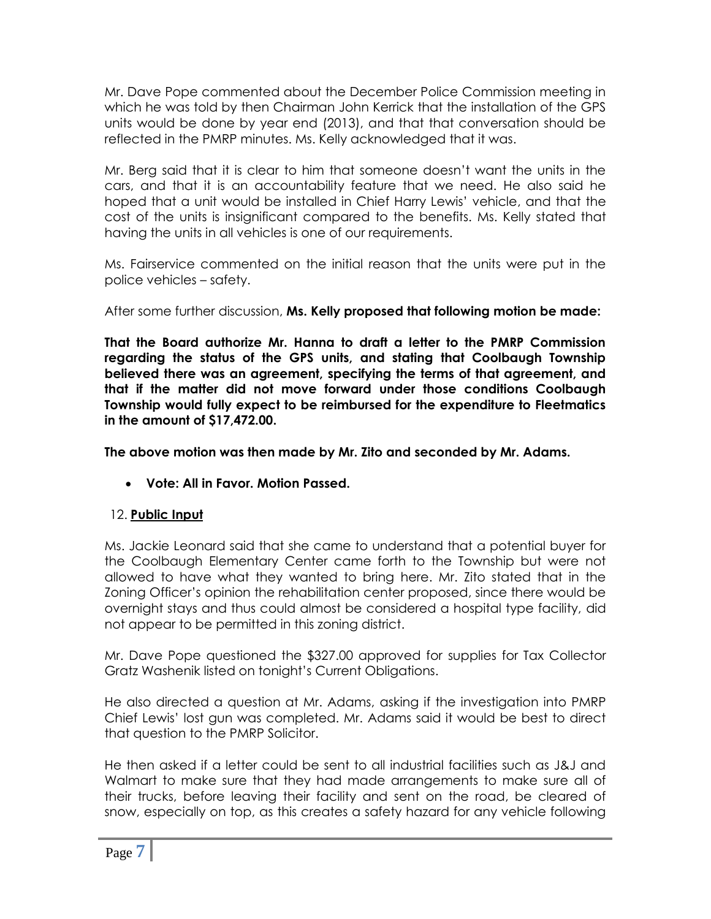Mr. Dave Pope commented about the December Police Commission meeting in which he was told by then Chairman John Kerrick that the installation of the GPS units would be done by year end (2013), and that that conversation should be reflected in the PMRP minutes. Ms. Kelly acknowledged that it was.

Mr. Berg said that it is clear to him that someone doesn't want the units in the cars, and that it is an accountability feature that we need. He also said he hoped that a unit would be installed in Chief Harry Lewis' vehicle, and that the cost of the units is insignificant compared to the benefits. Ms. Kelly stated that having the units in all vehicles is one of our requirements.

Ms. Fairservice commented on the initial reason that the units were put in the police vehicles – safety.

After some further discussion, **Ms. Kelly proposed that following motion be made:**

**That the Board authorize Mr. Hanna to draft a letter to the PMRP Commission regarding the status of the GPS units, and stating that Coolbaugh Township believed there was an agreement, specifying the terms of that agreement, and that if the matter did not move forward under those conditions Coolbaugh Township would fully expect to be reimbursed for the expenditure to Fleetmatics in the amount of $17,472.00.**

**The above motion was then made by Mr. Zito and seconded by Mr. Adams.**

- **Vote: All in Favor. Motion Passed.**

12. **Public Input**

Ms. Jackie Leonard said that she came to understand that a potential buyer for the Coolbaugh Elementary Center came forth to the Township but were not allowed to have what they wanted to bring here. Mr. Zito stated that in the Zoning Officer's opinion the rehabilitation center proposed, since there would be overnight stays and thus could almost be considered a hospital type facility, did not appear to be permitted in this zoning district.

Mr. Dave Pope questioned the $327.00 approved for supplies for Tax Collector Gratz Washenik listed on tonight's Current Obligations.

He also directed a question at Mr. Adams, asking if the investigation into PMRP Chief Lewis' lost gun was completed. Mr. Adams said it would be best to direct that question to the PMRP Solicitor.

He then asked if a letter could be sent to all industrial facilities such as J&J and Walmart to make sure that they had made arrangements to make sure all of their trucks, before leaving their facility and sent on the road, be cleared of snow, especially on top, as this creates a safety hazard for any vehicle following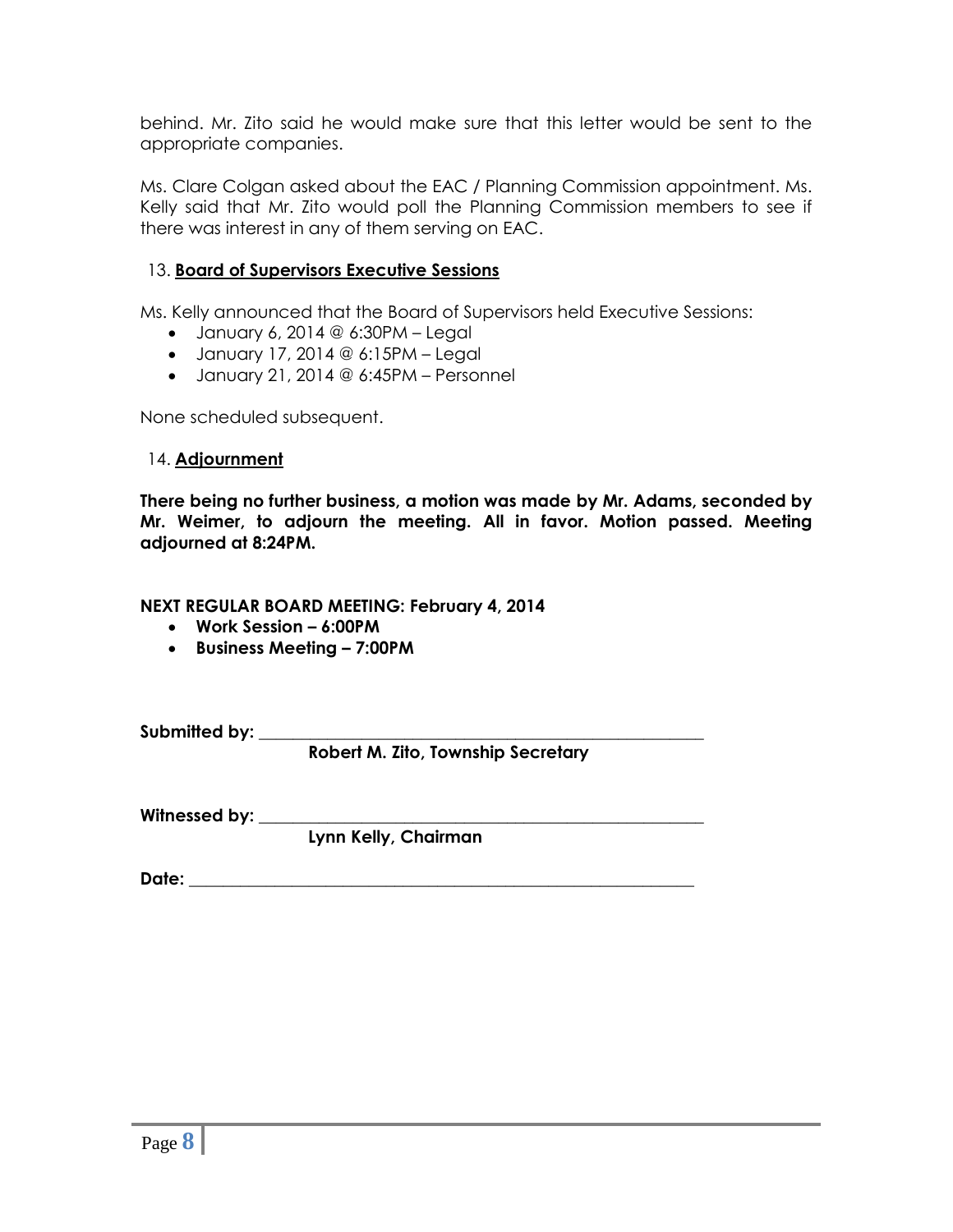behind. Mr. Zito said he would make sure that this letter would be sent to the appropriate companies.

Ms. Clare Colgan asked about the EAC / Planning Commission appointment. Ms. Kelly said that Mr. Zito would poll the Planning Commission members to see if there was interest in any of them serving on EAC.

13. **Board of Supervisors Executive Sessions**

Ms. Kelly announced that the Board of Supervisors held Executive Sessions:

- January 6, 2014 @ 6:30PM – Legal
- January 17, 2014 @ 6:15PM – Legal
- January 21, 2014 @ 6:45PM – Personnel

None scheduled subsequent.

14. **Adjournment**

**There being no further business, a motion was made by Mr. Adams, seconded by Mr. Weimer, to adjourn the meeting. All in favor. Motion passed. Meeting adjourned at 8:24PM.**

**NEXT REGULAR BOARD MEETING: February 4, 2014**

- **Work Session – 6:00PM**
- **Business Meeting – 7:00PM**

**Submitted by:** ______________________________________________

**Robert M. Zito, Township Secretary**

**Witnessed by:** ______________________________________________

**Lynn Kelly, Chairman**

**Date:** ______________________________________________________